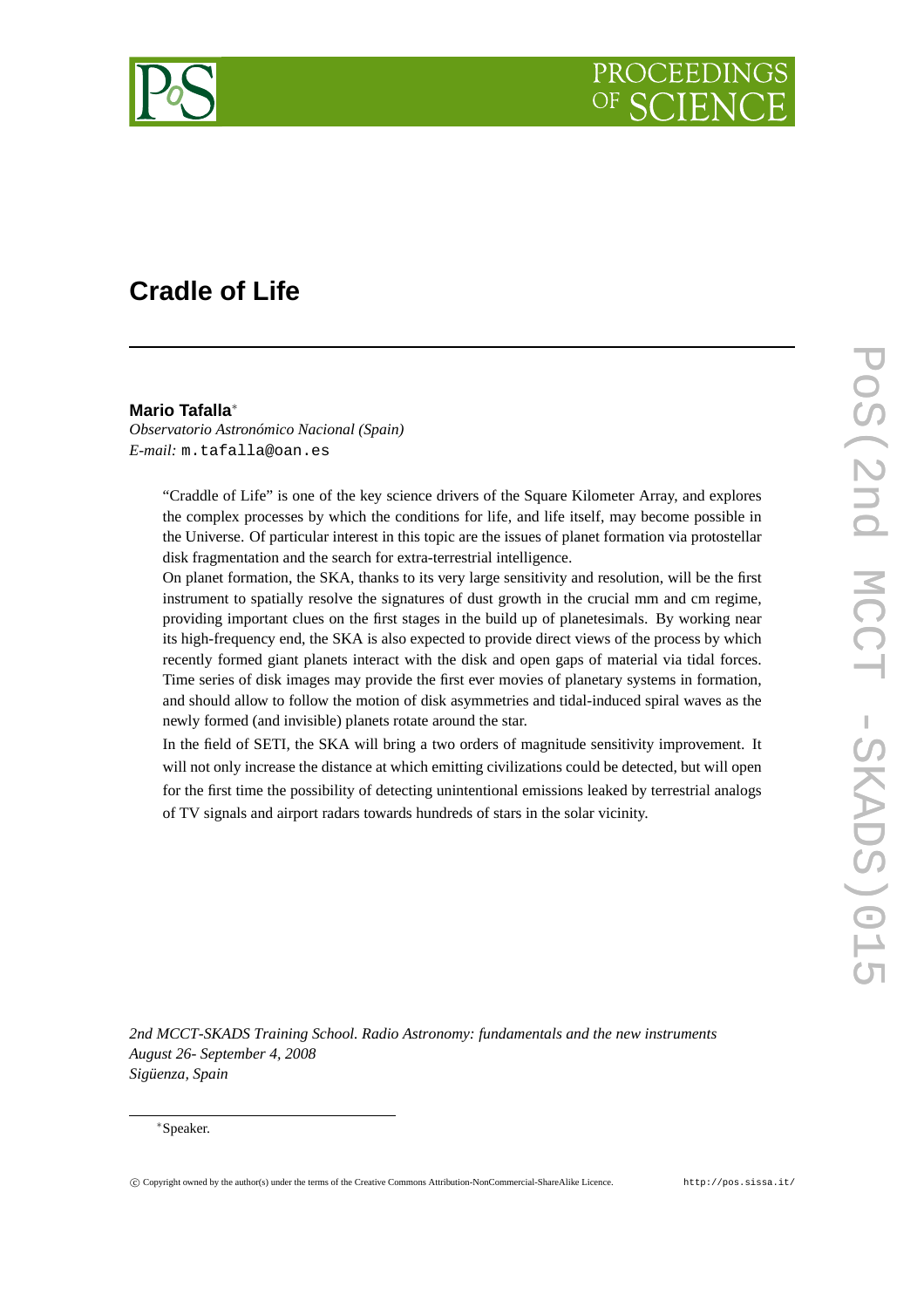# Cradle of Life

**Mario Tafalla**[*]
*Observatorio Astronómico Nacional (Spain)*
*E-mail:* m.tafalla@oan.es

"Craddle of Life" is one of the key science drivers of the Square Kilometer Array, and explores the complex processes by which the conditions for life, and life itself, may become possible in the Universe. Of particular interest in this topic are the issues of planet formation via protostellar disk fragmentation and the search for extra-terrestrial intelligence.

On planet formation, the SKA, thanks to its very large sensitivity and resolution, will be the first instrument to spatially resolve the signatures of dust growth in the crucial mm and cm regime, providing important clues on the first stages in the build up of planetesimals. By working near its high-frequency end, the SKA is also expected to provide direct views of the process by which recently formed giant planets interact with the disk and open gaps of material via tidal forces. Time series of disk images may provide the first ever movies of planetary systems in formation, and should allow to follow the motion of disk asymmetries and tidal-induced spiral waves as the newly formed (and invisible) planets rotate around the star.

In the field of SETI, the SKA will bring a two orders of magnitude sensitivity improvement. It will not only increase the distance at which emitting civilizations could be detected, but will open for the first time the possibility of detecting unintentional emissions leaked by terrestrial analogs of TV signals and airport radars towards hundreds of stars in the solar vicinity.

*2nd MCCT-SKADS Training School. Radio Astronomy: fundamentals and the new instruments*
*August 26- September 4, 2008*
*Sigüenza, Spain*

[*]Speaker.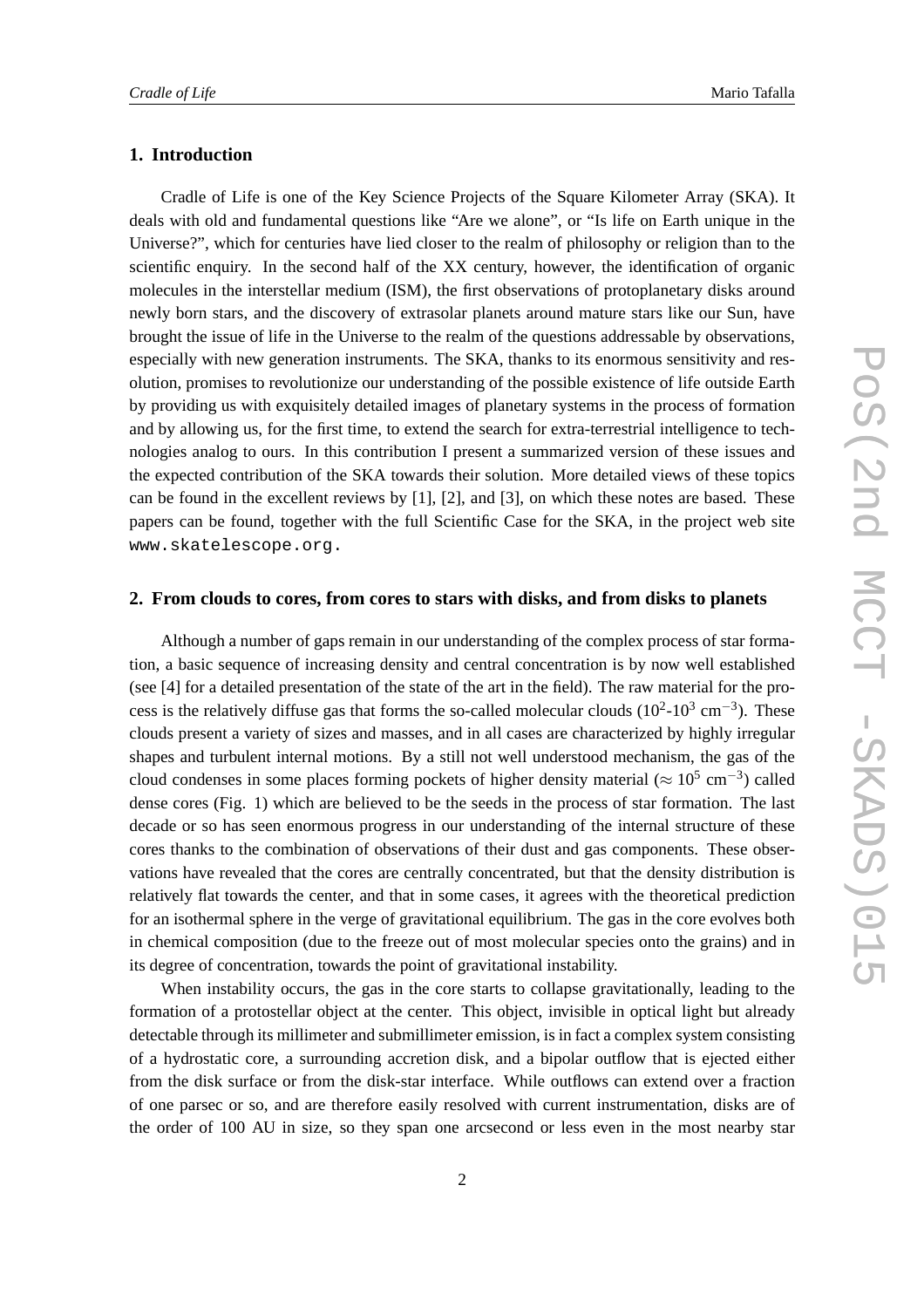## 1. Introduction

Cradle of Life is one of the Key Science Projects of the Square Kilometer Array (SKA). It deals with old and fundamental questions like "Are we alone", or "Is life on Earth unique in the Universe?", which for centuries have lied closer to the realm of philosophy or religion than to the scientific enquiry. In the second half of the XX century, however, the identification of organic molecules in the interstellar medium (ISM), the first observations of protoplanetary disks around newly born stars, and the discovery of extrasolar planets around mature stars like our Sun, have brought the issue of life in the Universe to the realm of the questions addressable by observations, especially with new generation instruments. The SKA, thanks to its enormous sensitivity and resolution, promises to revolutionize our understanding of the possible existence of life outside Earth by providing us with exquisitely detailed images of planetary systems in the process of formation and by allowing us, for the first time, to extend the search for extra-terrestrial intelligence to technologies analog to ours. In this contribution I present a summarized version of these issues and the expected contribution of the SKA towards their solution. More detailed views of these topics can be found in the excellent reviews by [1], [2], and [3], on which these notes are based. These papers can be found, together with the full Scientific Case for the SKA, in the project web site `www.skatelescope.org`.

## 2. From clouds to cores, from cores to stars with disks, and from disks to planets

Although a number of gaps remain in our understanding of the complex process of star formation, a basic sequence of increasing density and central concentration is by now well established (see [4] for a detailed presentation of the state of the art in the field). The raw material for the process is the relatively diffuse gas that forms the so-called molecular clouds ($10^2$-$10^3$ cm$^{-3}$). These clouds present a variety of sizes and masses, and in all cases are characterized by highly irregular shapes and turbulent internal motions. By a still not well understood mechanism, the gas of the cloud condenses in some places forming pockets of higher density material ($\approx 10^5$ cm$^{-3}$) called dense cores (Fig. 1) which are believed to be the seeds in the process of star formation. The last decade or so has seen enormous progress in our understanding of the internal structure of these cores thanks to the combination of observations of their dust and gas components. These observations have revealed that the cores are centrally concentrated, but that the density distribution is relatively flat towards the center, and that in some cases, it agrees with the theoretical prediction for an isothermal sphere in the verge of gravitational equilibrium. The gas in the core evolves both in chemical composition (due to the freeze out of most molecular species onto the grains) and in its degree of concentration, towards the point of gravitational instability.

When instability occurs, the gas in the core starts to collapse gravitationally, leading to the formation of a protostellar object at the center. This object, invisible in optical light but already detectable through its millimeter and submillimeter emission, is in fact a complex system consisting of a hydrostatic core, a surrounding accretion disk, and a bipolar outflow that is ejected either from the disk surface or from the disk-star interface. While outflows can extend over a fraction of one parsec or so, and are therefore easily resolved with current instrumentation, disks are of the order of 100 AU in size, so they span one arcsecond or less even in the most nearby star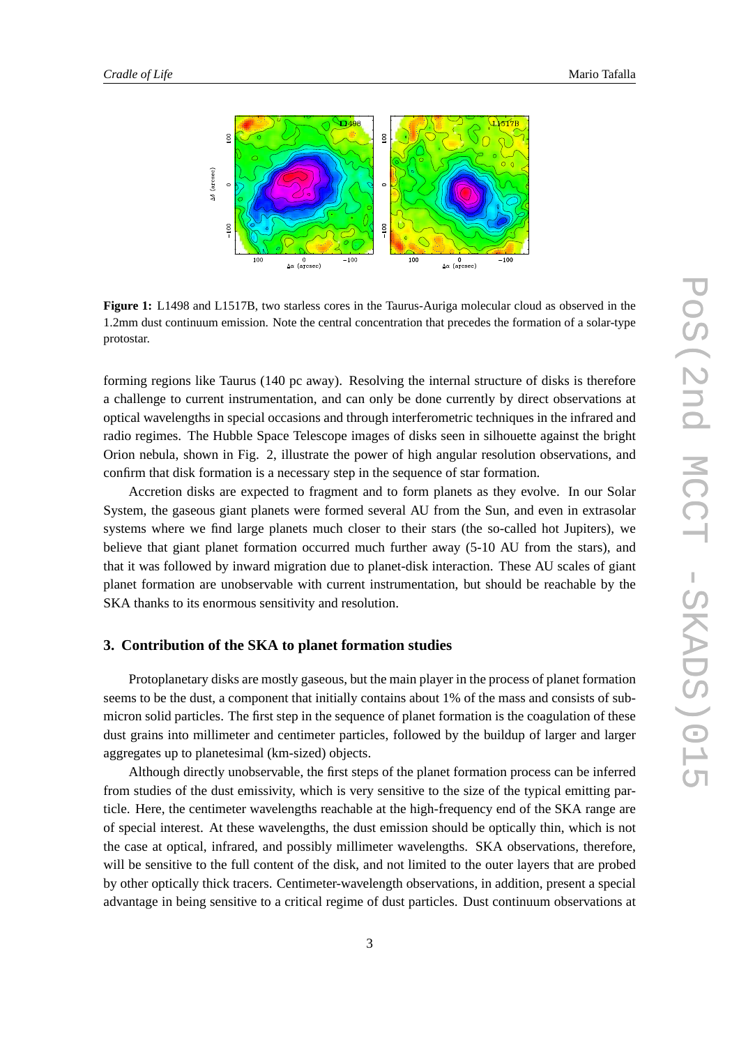**Figure 1:** L1498 and L1517B, two starless cores in the Taurus-Auriga molecular cloud as observed in the 1.2mm dust continuum emission. Note the central concentration that precedes the formation of a solar-type protostar.

forming regions like Taurus (140 pc away). Resolving the internal structure of disks is therefore a challenge to current instrumentation, and can only be done currently by direct observations at optical wavelengths in special occasions and through interferometric techniques in the infrared and radio regimes. The Hubble Space Telescope images of disks seen in silhouette against the bright Orion nebula, shown in Fig. 2, illustrate the power of high angular resolution observations, and confirm that disk formation is a necessary step in the sequence of star formation.

Accretion disks are expected to fragment and to form planets as they evolve. In our Solar System, the gaseous giant planets were formed several AU from the Sun, and even in extrasolar systems where we find large planets much closer to their stars (the so-called hot Jupiters), we believe that giant planet formation occurred much further away (5-10 AU from the stars), and that it was followed by inward migration due to planet-disk interaction. These AU scales of giant planet formation are unobservable with current instrumentation, but should be reachable by the SKA thanks to its enormous sensitivity and resolution.

## 3. Contribution of the SKA to planet formation studies

Protoplanetary disks are mostly gaseous, but the main player in the process of planet formation seems to be the dust, a component that initially contains about 1% of the mass and consists of submicron solid particles. The first step in the sequence of planet formation is the coagulation of these dust grains into millimeter and centimeter particles, followed by the buildup of larger and larger aggregates up to planetesimal (km-sized) objects.

Although directly unobservable, the first steps of the planet formation process can be inferred from studies of the dust emissivity, which is very sensitive to the size of the typical emitting particle. Here, the centimeter wavelengths reachable at the high-frequency end of the SKA range are of special interest. At these wavelengths, the dust emission should be optically thin, which is not the case at optical, infrared, and possibly millimeter wavelengths. SKA observations, therefore, will be sensitive to the full content of the disk, and not limited to the outer layers that are probed by other optically thick tracers. Centimeter-wavelength observations, in addition, present a special advantage in being sensitive to a critical regime of dust particles. Dust continuum observations at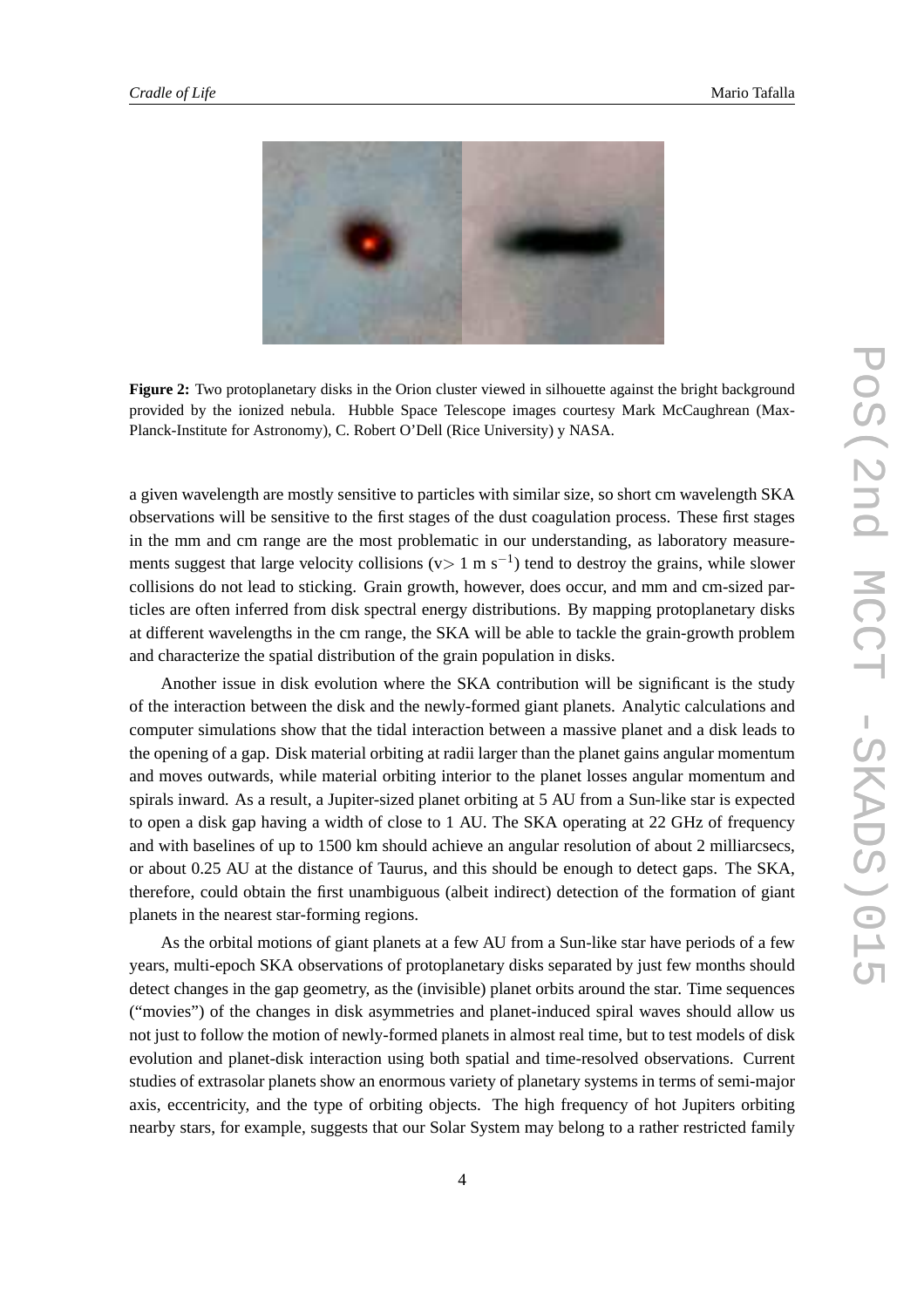**Figure 2:** Two protoplanetary disks in the Orion cluster viewed in silhouette against the bright background provided by the ionized nebula. Hubble Space Telescope images courtesy Mark McCaughrean (Max-Planck-Institute for Astronomy), C. Robert O'Dell (Rice University) y NASA.

a given wavelength are mostly sensitive to particles with similar size, so short cm wavelength SKA observations will be sensitive to the first stages of the dust coagulation process. These first stages in the mm and cm range are the most problematic in our understanding, as laboratory measurements suggest that large velocity collisions ($v > 1$ m s$^{-1}$) tend to destroy the grains, while slower collisions do not lead to sticking. Grain growth, however, does occur, and mm and cm-sized particles are often inferred from disk spectral energy distributions. By mapping protoplanetary disks at different wavelengths in the cm range, the SKA will be able to tackle the grain-growth problem and characterize the spatial distribution of the grain population in disks.

Another issue in disk evolution where the SKA contribution will be significant is the study of the interaction between the disk and the newly-formed giant planets. Analytic calculations and computer simulations show that the tidal interaction between a massive planet and a disk leads to the opening of a gap. Disk material orbiting at radii larger than the planet gains angular momentum and moves outwards, while material orbiting interior to the planet losses angular momentum and spirals inward. As a result, a Jupiter-sized planet orbiting at 5 AU from a Sun-like star is expected to open a disk gap having a width of close to 1 AU. The SKA operating at 22 GHz of frequency and with baselines of up to 1500 km should achieve an angular resolution of about 2 milliarcsecs, or about 0.25 AU at the distance of Taurus, and this should be enough to detect gaps. The SKA, therefore, could obtain the first unambiguous (albeit indirect) detection of the formation of giant planets in the nearest star-forming regions.

As the orbital motions of giant planets at a few AU from a Sun-like star have periods of a few years, multi-epoch SKA observations of protoplanetary disks separated by just few months should detect changes in the gap geometry, as the (invisible) planet orbits around the star. Time sequences ("movies") of the changes in disk asymmetries and planet-induced spiral waves should allow us not just to follow the motion of newly-formed planets in almost real time, but to test models of disk evolution and planet-disk interaction using both spatial and time-resolved observations. Current studies of extrasolar planets show an enormous variety of planetary systems in terms of semi-major axis, eccentricity, and the type of orbiting objects. The high frequency of hot Jupiters orbiting nearby stars, for example, suggests that our Solar System may belong to a rather restricted family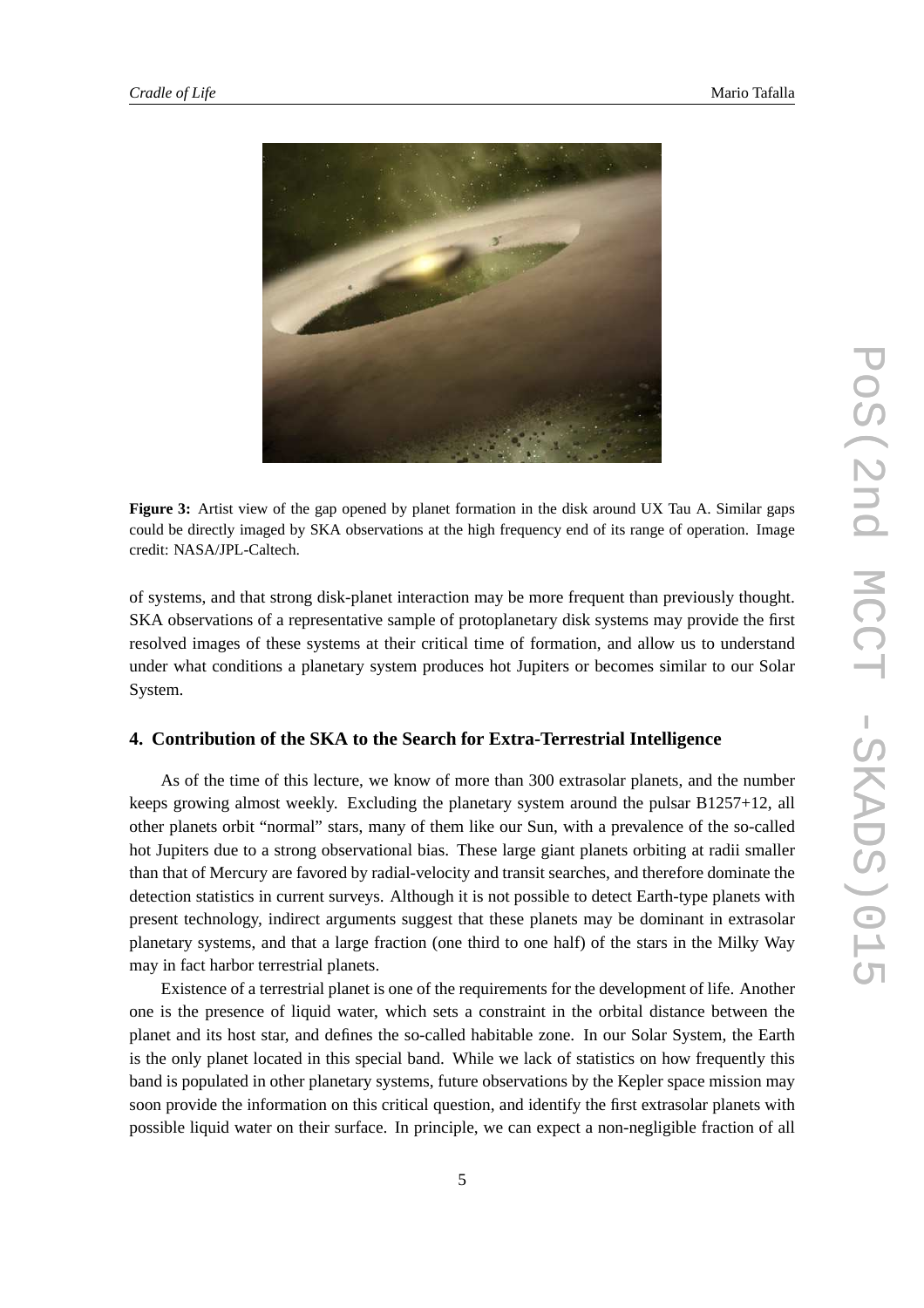**Figure 3:** Artist view of the gap opened by planet formation in the disk around UX Tau A. Similar gaps could be directly imaged by SKA observations at the high frequency end of its range of operation. Image credit: NASA/JPL-Caltech.

of systems, and that strong disk-planet interaction may be more frequent than previously thought. SKA observations of a representative sample of protoplanetary disk systems may provide the first resolved images of these systems at their critical time of formation, and allow us to understand under what conditions a planetary system produces hot Jupiters or becomes similar to our Solar System.

## 4. Contribution of the SKA to the Search for Extra-Terrestrial Intelligence

As of the time of this lecture, we know of more than 300 extrasolar planets, and the number keeps growing almost weekly. Excluding the planetary system around the pulsar B1257+12, all other planets orbit "normal" stars, many of them like our Sun, with a prevalence of the so-called hot Jupiters due to a strong observational bias. These large giant planets orbiting at radii smaller than that of Mercury are favored by radial-velocity and transit searches, and therefore dominate the detection statistics in current surveys. Although it is not possible to detect Earth-type planets with present technology, indirect arguments suggest that these planets may be dominant in extrasolar planetary systems, and that a large fraction (one third to one half) of the stars in the Milky Way may in fact harbor terrestrial planets.

Existence of a terrestrial planet is one of the requirements for the development of life. Another one is the presence of liquid water, which sets a constraint in the orbital distance between the planet and its host star, and defines the so-called habitable zone. In our Solar System, the Earth is the only planet located in this special band. While we lack of statistics on how frequently this band is populated in other planetary systems, future observations by the Kepler space mission may soon provide the information on this critical question, and identify the first extrasolar planets with possible liquid water on their surface. In principle, we can expect a non-negligible fraction of all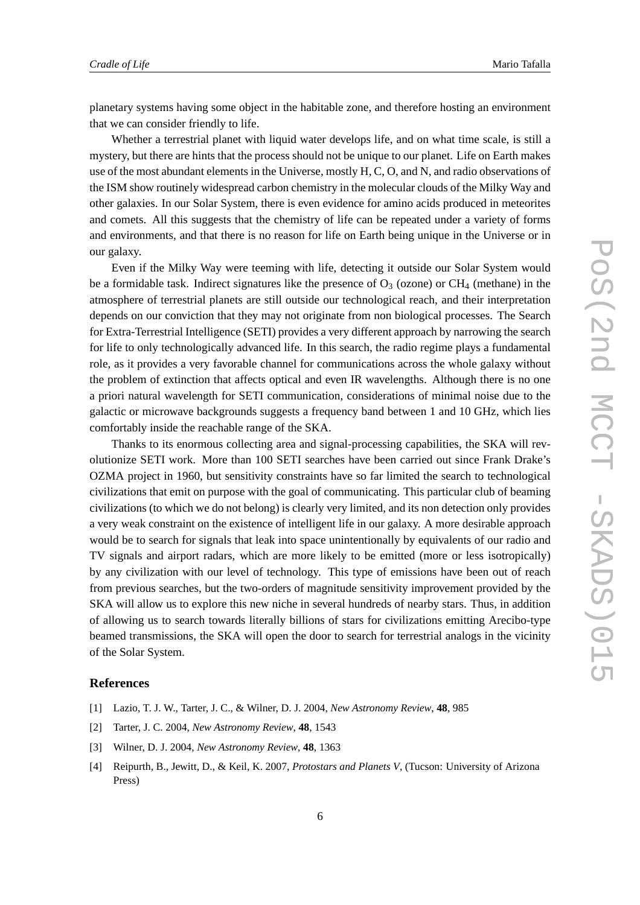planetary systems having some object in the habitable zone, and therefore hosting an environment that we can consider friendly to life.

Whether a terrestrial planet with liquid water develops life, and on what time scale, is still a mystery, but there are hints that the process should not be unique to our planet. Life on Earth makes use of the most abundant elements in the Universe, mostly H, C, O, and N, and radio observations of the ISM show routinely widespread carbon chemistry in the molecular clouds of the Milky Way and other galaxies. In our Solar System, there is even evidence for amino acids produced in meteorites and comets. All this suggests that the chemistry of life can be repeated under a variety of forms and environments, and that there is no reason for life on Earth being unique in the Universe or in our galaxy.

Even if the Milky Way were teeming with life, detecting it outside our Solar System would be a formidable task. Indirect signatures like the presence of $O_3$ (ozone) or $CH_4$ (methane) in the atmosphere of terrestrial planets are still outside our technological reach, and their interpretation depends on our conviction that they may not originate from non biological processes. The Search for Extra-Terrestrial Intelligence (SETI) provides a very different approach by narrowing the search for life to only technologically advanced life. In this search, the radio regime plays a fundamental role, as it provides a very favorable channel for communications across the whole galaxy without the problem of extinction that affects optical and even IR wavelengths. Although there is no one a priori natural wavelength for SETI communication, considerations of minimal noise due to the galactic or microwave backgrounds suggests a frequency band between 1 and 10 GHz, which lies comfortably inside the reachable range of the SKA.

Thanks to its enormous collecting area and signal-processing capabilities, the SKA will revolutionize SETI work. More than 100 SETI searches have been carried out since Frank Drake's OZMA project in 1960, but sensitivity constraints have so far limited the search to technological civilizations that emit on purpose with the goal of communicating. This particular club of beaming civilizations (to which we do not belong) is clearly very limited, and its non detection only provides a very weak constraint on the existence of intelligent life in our galaxy. A more desirable approach would be to search for signals that leak into space unintentionally by equivalents of our radio and TV signals and airport radars, which are more likely to be emitted (more or less isotropically) by any civilization with our level of technology. This type of emissions have been out of reach from previous searches, but the two-orders of magnitude sensitivity improvement provided by the SKA will allow us to explore this new niche in several hundreds of nearby stars. Thus, in addition of allowing us to search towards literally billions of stars for civilizations emitting Arecibo-type beamed transmissions, the SKA will open the door to search for terrestrial analogs in the vicinity of the Solar System.

## References

[1] Lazio, T. J. W., Tarter, J. C., & Wilner, D. J. 2004, *New Astronomy Review*, **48**, 985

[2] Tarter, J. C. 2004, *New Astronomy Review*, **48**, 1543

[3] Wilner, D. J. 2004, *New Astronomy Review*, **48**, 1363

[4] Reipurth, B., Jewitt, D., & Keil, K. 2007, *Protostars and Planets V*, (Tucson: University of Arizona Press)